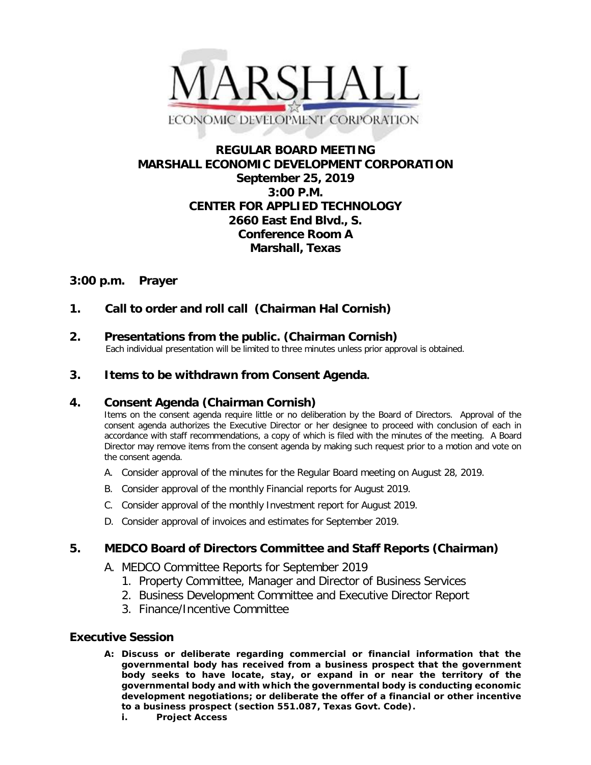MARSHALL

ECONOMIC DEVELOPMENT CORPORATION

# REGULAR BOARD MEETING
# MARSHALL ECONOMIC DEVELOPMENT CORPORATION
## September 25, 2019
## 3:00 P.M.
## CENTER FOR APPLIED TECHNOLOGY
## 2660 East End Blvd., S.
## Conference Room A
## Marshall, Texas

### 3:00 p.m. Prayer

### 1. Call to order and roll call (Chairman Hal Cornish)

### 2. Presentations from the public. (Chairman Cornish)

Each individual presentation will be limited to three minutes unless prior approval is obtained.

### 3. Items to be withdrawn from Consent Agenda.

### 4. Consent Agenda (Chairman Cornish)

Items on the consent agenda require little or no deliberation by the Board of Directors. Approval of the consent agenda authorizes the Executive Director or her designee to proceed with conclusion of each in accordance with staff recommendations, a copy of which is filed with the minutes of the meeting. A Board Director may remove items from the consent agenda by making such request prior to a motion and vote on the consent agenda.

A. Consider approval of the minutes for the Regular Board meeting on August 28, 2019.

B. Consider approval of the monthly Financial reports for August 2019.

C. Consider approval of the monthly Investment report for August 2019.

D. Consider approval of invoices and estimates for September 2019.

### 5. MEDCO Board of Directors Committee and Staff Reports (Chairman)

A. MEDCO Committee Reports for September 2019
   1. Property Committee, Manager and Director of Business Services
   2. Business Development Committee and Executive Director Report
   3. Finance/Incentive Committee

### Executive Session

**A: Discuss or deliberate regarding commercial or financial information that the governmental body has received from a business prospect that the government body seeks to have locate, stay, or expand in or near the territory of the governmental body and with which the governmental body is conducting economic development negotiations; or deliberate the offer of a financial or other incentive to a business prospect (section 551.087, Texas Govt. Code).**

**i. Project Access**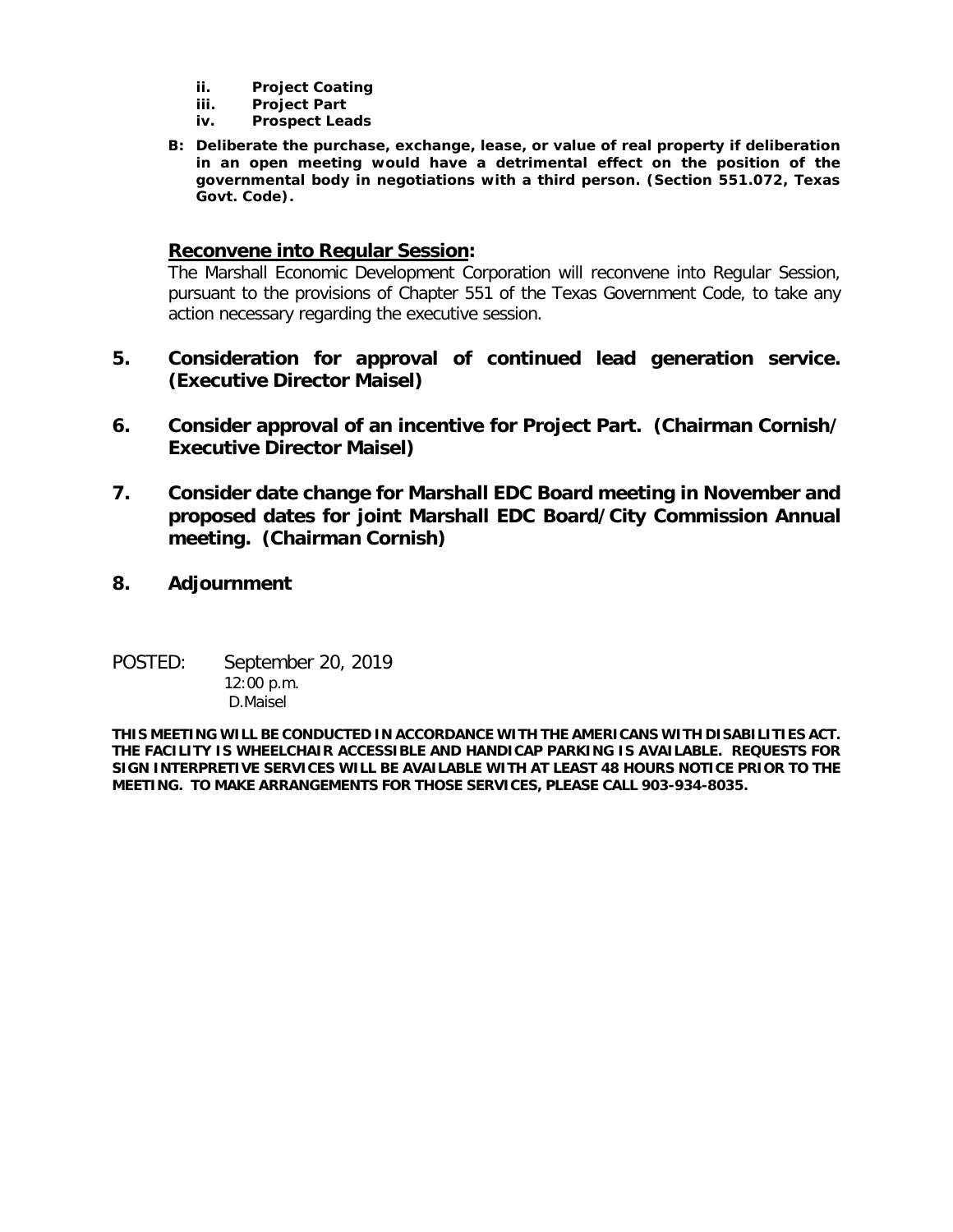- **ii. Project Coating**
- **iii. Project Part**
- **iv. Prospect Leads**

**B: Deliberate the purchase, exchange, lease, or value of real property if deliberation in an open meeting would have a detrimental effect on the position of the governmental body in negotiations with a third person. (Section 551.072, Texas Govt. Code).**

**Reconvene into Regular Session:**

The Marshall Economic Development Corporation will reconvene into Regular Session, pursuant to the provisions of Chapter 551 of the Texas Government Code, to take any action necessary regarding the executive session.

**5. Consideration for approval of continued lead generation service. (Executive Director Maisel)**

**6. Consider approval of an incentive for Project Part. (Chairman Cornish/ Executive Director Maisel)**

**7. Consider date change for Marshall EDC Board meeting in November and proposed dates for joint Marshall EDC Board/City Commission Annual meeting. (Chairman Cornish)**

**8. Adjournment**

POSTED: September 20, 2019
12:00 p.m.
D.Maisel

**THIS MEETING WILL BE CONDUCTED IN ACCORDANCE WITH THE AMERICANS WITH DISABILITIES ACT. THE FACILITY IS WHEELCHAIR ACCESSIBLE AND HANDICAP PARKING IS AVAILABLE. REQUESTS FOR SIGN INTERPRETIVE SERVICES WILL BE AVAILABLE WITH AT LEAST 48 HOURS NOTICE PRIOR TO THE MEETING. TO MAKE ARRANGEMENTS FOR THOSE SERVICES, PLEASE CALL 903-934-8035.**